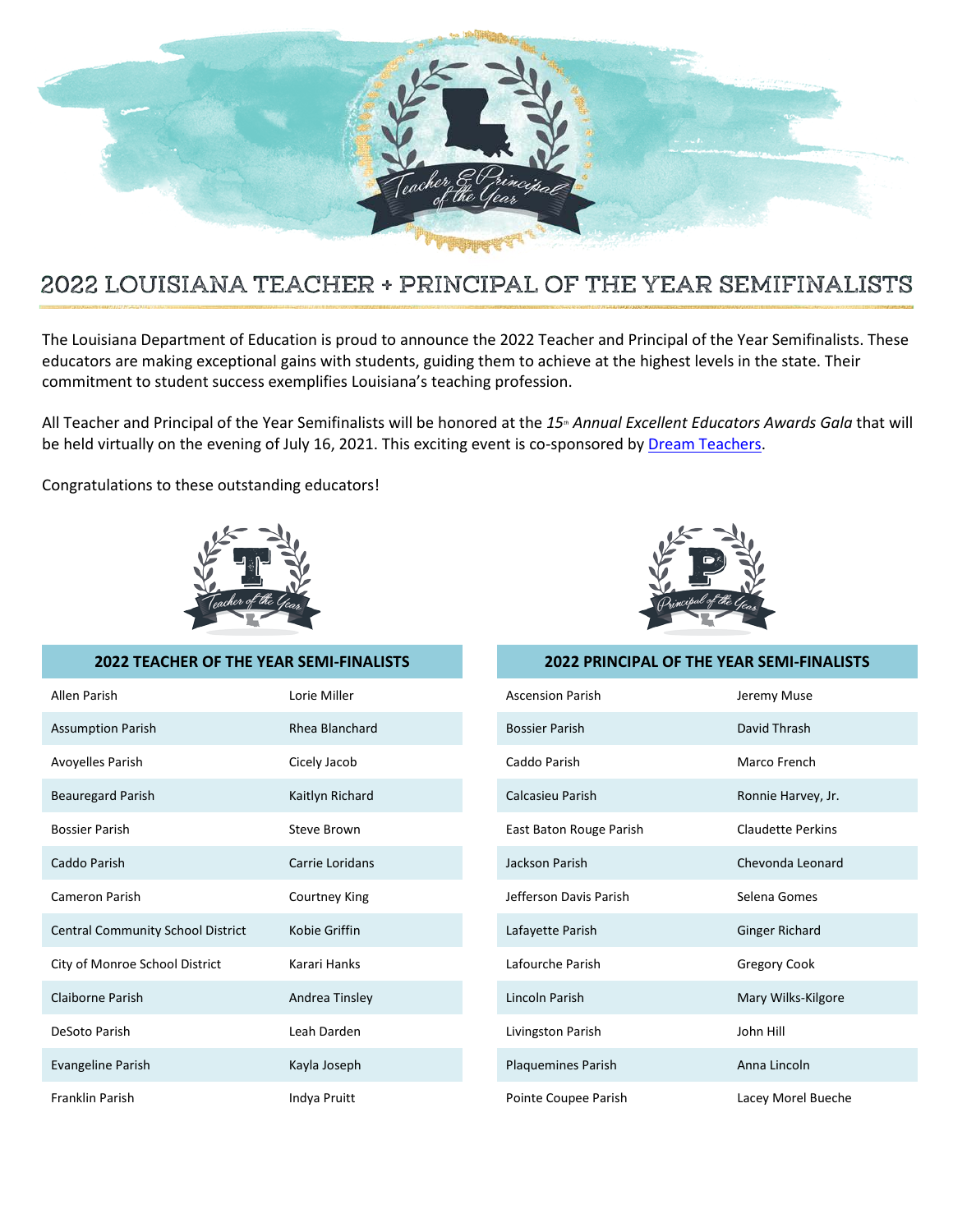# 2022 LOUISIANA TEACHER + PRINCIPAL OF THE YEAR SEMIFINALISTS

The Louisiana Department of Education is proud to announce the 2022 Teacher and Principal of the Year Semifinalists. These educators are making exceptional gains with students, guiding them to achieve at the highest levels in the state. Their commitment to student success exemplifies Louisiana's teaching profession.

All Teacher and Principal of the Year Semifinalists will be honored at the *15th Annual Excellent Educators Awards Gala* that will be held virtually on the evening of July 16, 2021. This exciting event is co-sponsored by Dream Teachers.

Congratulations to these outstanding educators!

| 2022 TEACHER OF THE YEAR SEMI-FINALISTS | |
|---|---|
| Allen Parish | Lorie Miller |
| Assumption Parish | Rhea Blanchard |
| Avoyelles Parish | Cicely Jacob |
| Beauregard Parish | Kaitlyn Richard |
| Bossier Parish | Steve Brown |
| Caddo Parish | Carrie Loridans |
| Cameron Parish | Courtney King |
| Central Community School District | Kobie Griffin |
| City of Monroe School District | Karari Hanks |
| Claiborne Parish | Andrea Tinsley |
| DeSoto Parish | Leah Darden |
| Evangeline Parish | Kayla Joseph |
| Franklin Parish | Indya Pruitt |

| 2022 PRINCIPAL OF THE YEAR SEMI-FINALISTS | |
|---|---|
| Ascension Parish | Jeremy Muse |
| Bossier Parish | David Thrash |
| Caddo Parish | Marco French |
| Calcasieu Parish | Ronnie Harvey, Jr. |
| East Baton Rouge Parish | Claudette Perkins |
| Jackson Parish | Chevonda Leonard |
| Jefferson Davis Parish | Selena Gomes |
| Lafayette Parish | Ginger Richard |
| Lafourche Parish | Gregory Cook |
| Lincoln Parish | Mary Wilks-Kilgore |
| Livingston Parish | John Hill |
| Plaquemines Parish | Anna Lincoln |
| Pointe Coupee Parish | Lacey Morel Bueche |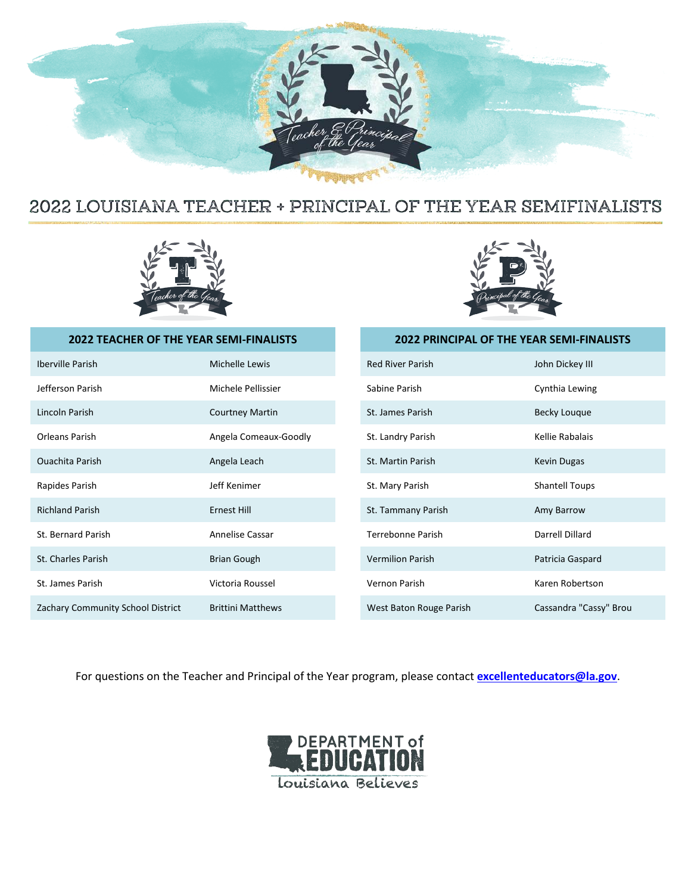# 2022 LOUISIANA TEACHER + PRINCIPAL OF THE YEAR SEMIFINALISTS

| 2022 TEACHER OF THE YEAR SEMI-FINALISTS | |
|---|---|
| Iberville Parish | Michelle Lewis |
| Jefferson Parish | Michele Pellissier |
| Lincoln Parish | Courtney Martin |
| Orleans Parish | Angela Comeaux-Goodly |
| Ouachita Parish | Angela Leach |
| Rapides Parish | Jeff Kenimer |
| Richland Parish | Ernest Hill |
| St. Bernard Parish | Annelise Cassar |
| St. Charles Parish | Brian Gough |
| St. James Parish | Victoria Roussel |
| Zachary Community School District | Brittini Matthews |

| 2022 PRINCIPAL OF THE YEAR SEMI-FINALISTS | |
|---|---|
| Red River Parish | John Dickey III |
| Sabine Parish | Cynthia Lewing |
| St. James Parish | Becky Louque |
| St. Landry Parish | Kellie Rabalais |
| St. Martin Parish | Kevin Dugas |
| St. Mary Parish | Shantell Toups |
| St. Tammany Parish | Amy Barrow |
| Terrebonne Parish | Darrell Dillard |
| Vermilion Parish | Patricia Gaspard |
| Vernon Parish | Karen Robertson |
| West Baton Rouge Parish | Cassandra "Cassy" Brou |

For questions on the Teacher and Principal of the Year program, please contact **excellenteducators@la.gov**.

DEPARTMENT of EDUCATION
Louisiana Believes